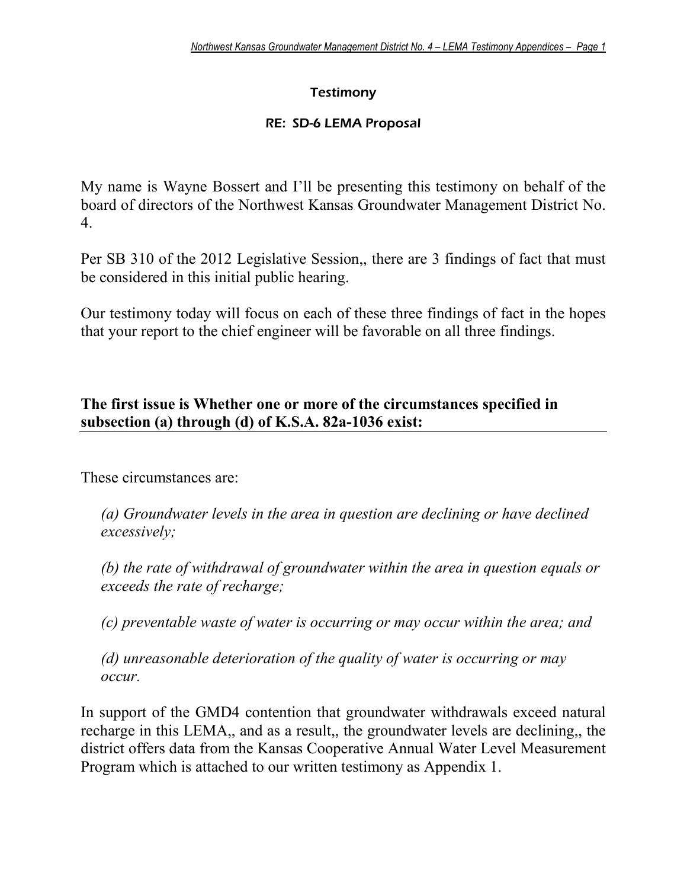**Testimony**

**RE: SD-6 LEMA Proposal**

My name is Wayne Bossert and I'll be presenting this testimony on behalf of the board of directors of the Northwest Kansas Groundwater Management District No. 4.

Per SB 310 of the 2012 Legislative Session,, there are 3 findings of fact that must be considered in this initial public hearing.

Our testimony today will focus on each of these three findings of fact in the hopes that your report to the chief engineer will be favorable on all three findings.

**The first issue is Whether one or more of the circumstances specified in subsection (a) through (d) of K.S.A. 82a-1036 exist:**

These circumstances are:

*(a) Groundwater levels in the area in question are declining or have declined excessively;*

*(b) the rate of withdrawal of groundwater within the area in question equals or exceeds the rate of recharge;*

*(c) preventable waste of water is occurring or may occur within the area; and*

*(d) unreasonable deterioration of the quality of water is occurring or may occur.*

In support of the GMD4 contention that groundwater withdrawals exceed natural recharge in this LEMA,, and as a result,, the groundwater levels are declining,, the district offers data from the Kansas Cooperative Annual Water Level Measurement Program which is attached to our written testimony as Appendix 1.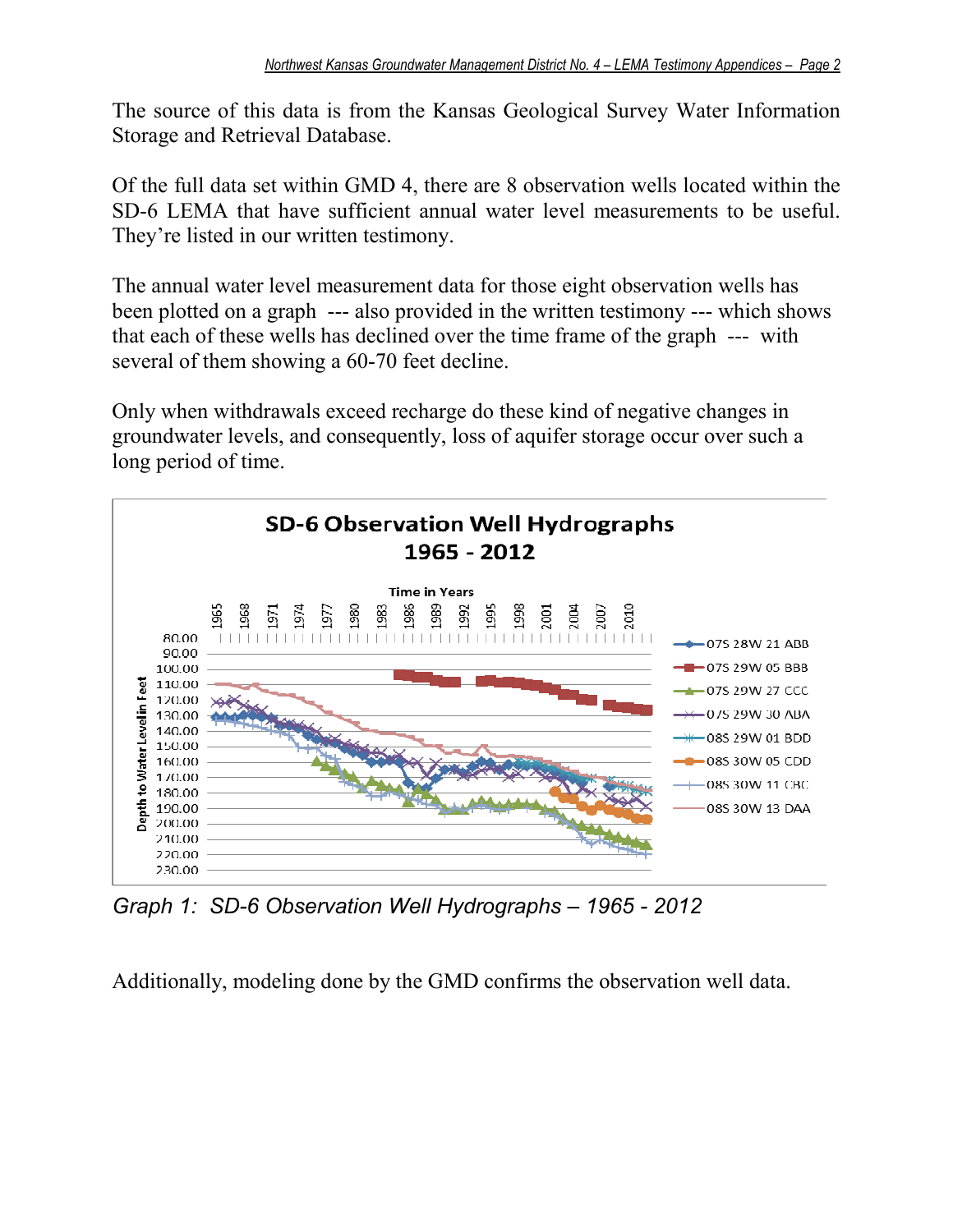The source of this data is from the Kansas Geological Survey Water Information Storage and Retrieval Database.

Of the full data set within GMD 4, there are 8 observation wells located within the SD-6 LEMA that have sufficient annual water level measurements to be useful. They're listed in our written testimony.

The annual water level measurement data for those eight observation wells has been plotted on a graph --- also provided in the written testimony --- which shows that each of these wells has declined over the time frame of the graph --- with several of them showing a 60-70 feet decline.

Only when withdrawals exceed recharge do these kind of negative changes in groundwater levels, and consequently, loss of aquifer storage occur over such a long period of time.

*Graph 1: SD-6 Observation Well Hydrographs – 1965 - 2012*

Additionally, modeling done by the GMD confirms the observation well data.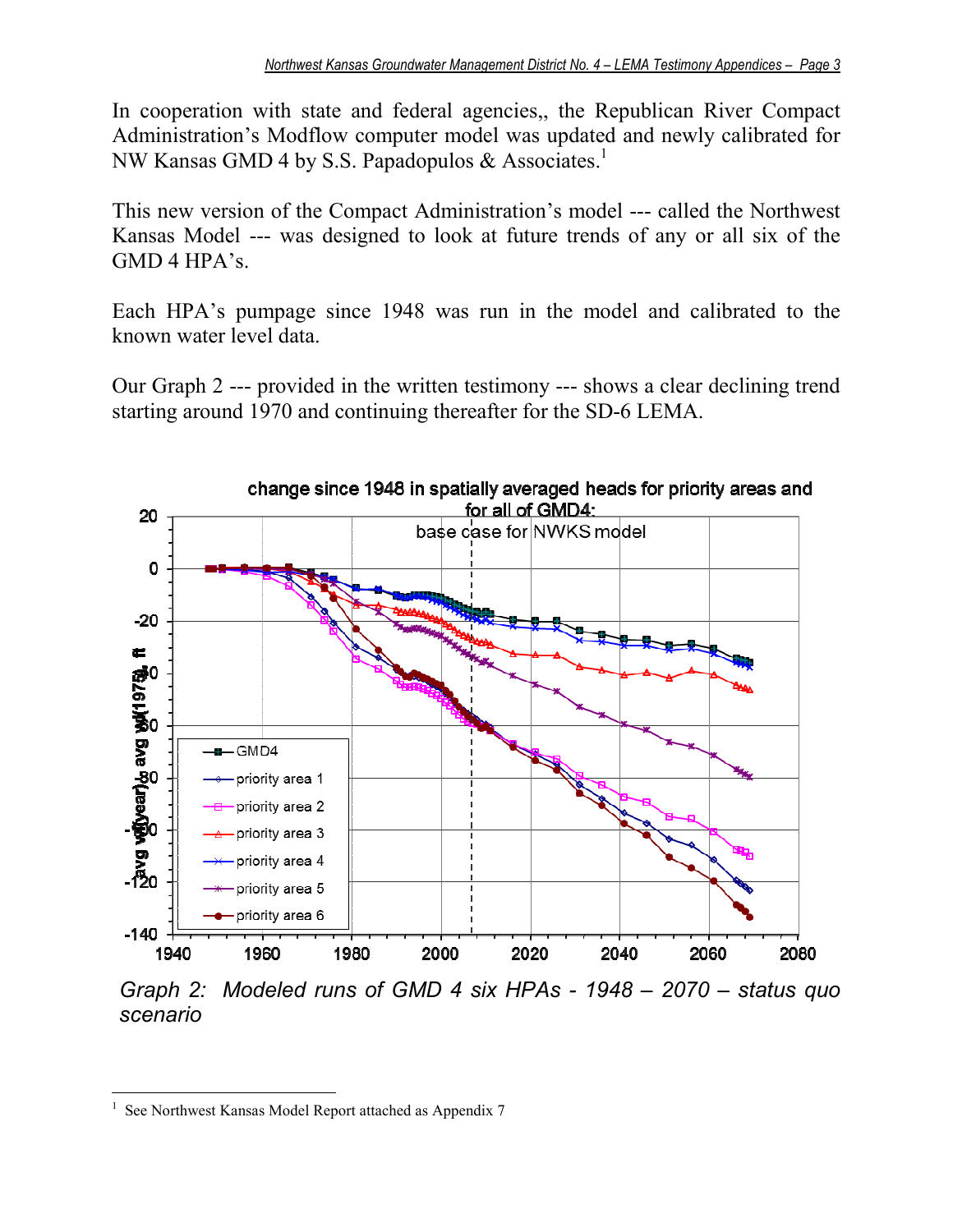In cooperation with state and federal agencies,, the Republican River Compact Administration's Modflow computer model was updated and newly calibrated for NW Kansas GMD 4 by S.S. Papadopulos & Associates.[1]

This new version of the Compact Administration's model --- called the Northwest Kansas Model --- was designed to look at future trends of any or all six of the GMD 4 HPA's.

Each HPA's pumpage since 1948 was run in the model and calibrated to the known water level data.

Our Graph 2 --- provided in the written testimony --- shows a clear declining trend starting around 1970 and continuing thereafter for the SD-6 LEMA.

*Graph 2: Modeled runs of GMD 4 six HPAs - 1948 – 2070 – status quo scenario*

---

[1] See Northwest Kansas Model Report attached as Appendix 7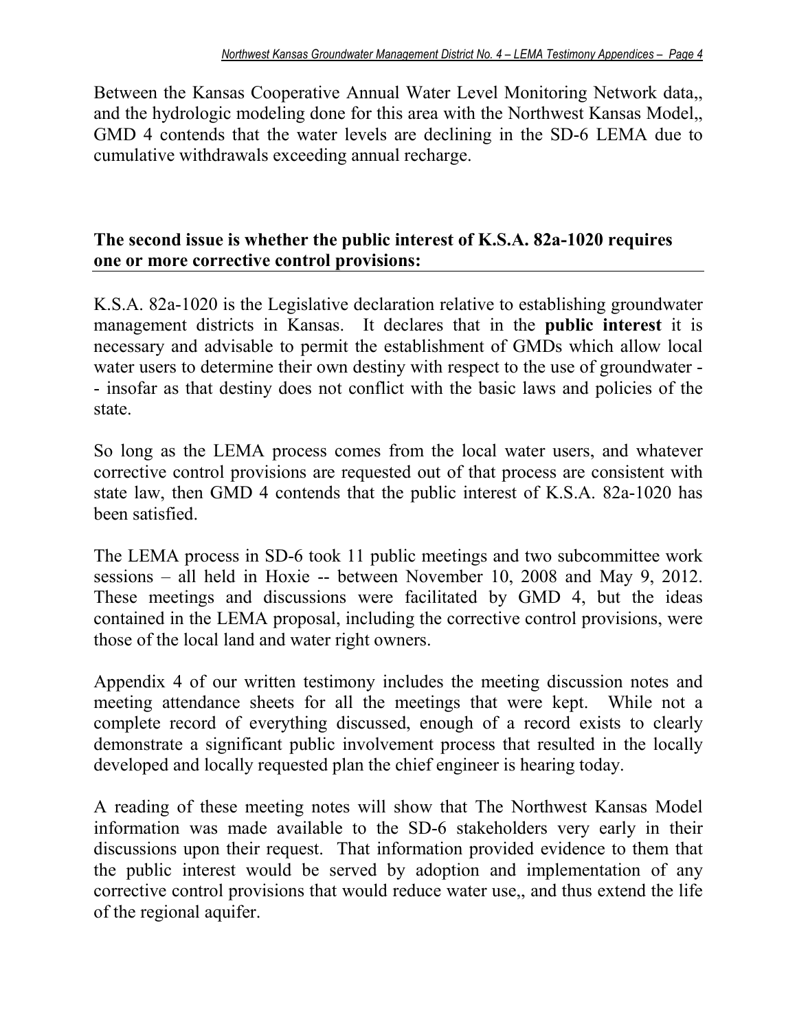Between the Kansas Cooperative Annual Water Level Monitoring Network data,, and the hydrologic modeling done for this area with the Northwest Kansas Model,, GMD 4 contends that the water levels are declining in the SD-6 LEMA due to cumulative withdrawals exceeding annual recharge.

**The second issue is whether the public interest of K.S.A. 82a-1020 requires one or more corrective control provisions:**

K.S.A. 82a-1020 is the Legislative declaration relative to establishing groundwater management districts in Kansas. It declares that in the **public interest** it is necessary and advisable to permit the establishment of GMDs which allow local water users to determine their own destiny with respect to the use of groundwater -- insofar as that destiny does not conflict with the basic laws and policies of the state.

So long as the LEMA process comes from the local water users, and whatever corrective control provisions are requested out of that process are consistent with state law, then GMD 4 contends that the public interest of K.S.A. 82a-1020 has been satisfied.

The LEMA process in SD-6 took 11 public meetings and two subcommittee work sessions – all held in Hoxie -- between November 10, 2008 and May 9, 2012. These meetings and discussions were facilitated by GMD 4, but the ideas contained in the LEMA proposal, including the corrective control provisions, were those of the local land and water right owners.

Appendix 4 of our written testimony includes the meeting discussion notes and meeting attendance sheets for all the meetings that were kept. While not a complete record of everything discussed, enough of a record exists to clearly demonstrate a significant public involvement process that resulted in the locally developed and locally requested plan the chief engineer is hearing today.

A reading of these meeting notes will show that The Northwest Kansas Model information was made available to the SD-6 stakeholders very early in their discussions upon their request. That information provided evidence to them that the public interest would be served by adoption and implementation of any corrective control provisions that would reduce water use,, and thus extend the life of the regional aquifer.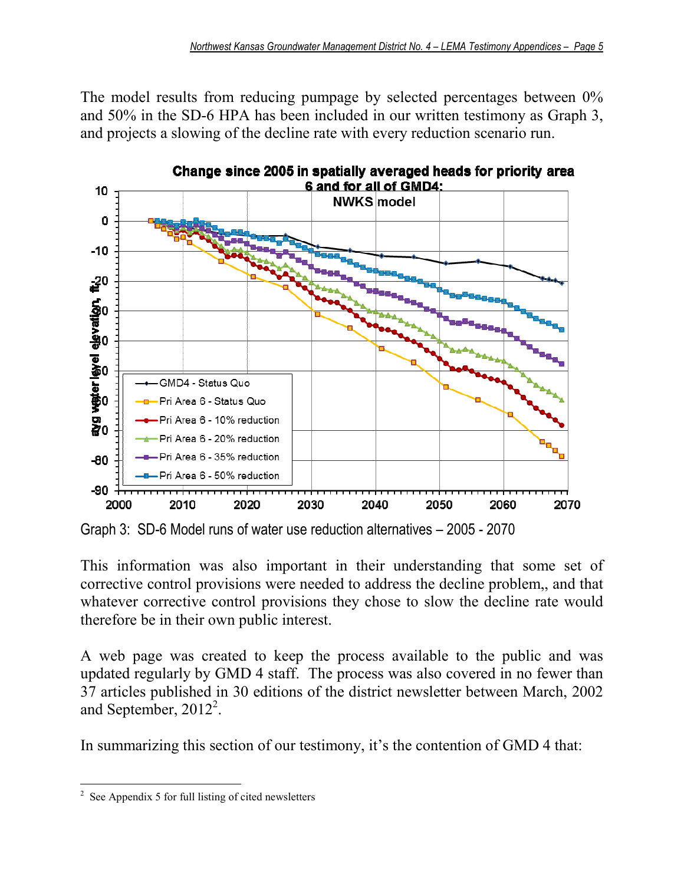The model results from reducing pumpage by selected percentages between 0% and 50% in the SD-6 HPA has been included in our written testimony as Graph 3, and projects a slowing of the decline rate with every reduction scenario run.

Graph 3: SD-6 Model runs of water use reduction alternatives – 2005 - 2070

This information was also important in their understanding that some set of corrective control provisions were needed to address the decline problem,, and that whatever corrective control provisions they chose to slow the decline rate would therefore be in their own public interest.

A web page was created to keep the process available to the public and was updated regularly by GMD 4 staff. The process was also covered in no fewer than 37 articles published in 30 editions of the district newsletter between March, 2002 and September, 2012[2].

In summarizing this section of our testimony, it's the contention of GMD 4 that:

---

[2] See Appendix 5 for full listing of cited newsletters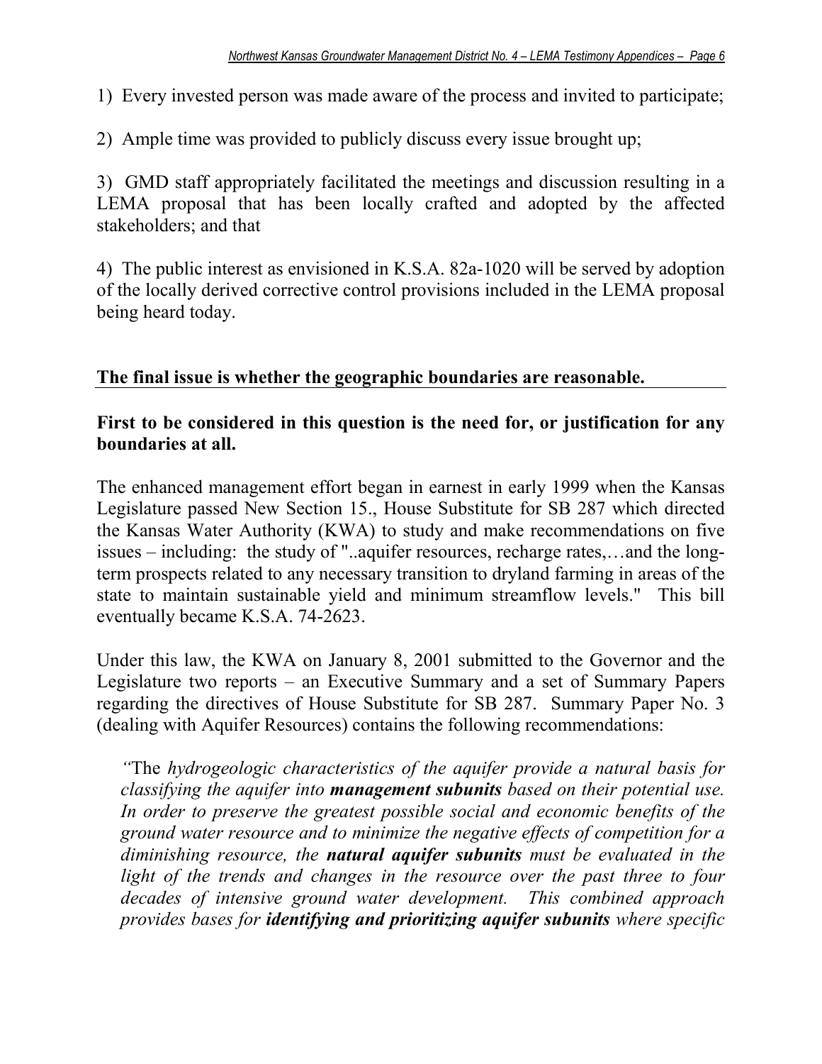1) Every invested person was made aware of the process and invited to participate;

2) Ample time was provided to publicly discuss every issue brought up;

3) GMD staff appropriately facilitated the meetings and discussion resulting in a LEMA proposal that has been locally crafted and adopted by the affected stakeholders; and that

4) The public interest as envisioned in K.S.A. 82a-1020 will be served by adoption of the locally derived corrective control provisions included in the LEMA proposal being heard today.

**<u>The final issue is whether the geographic boundaries are reasonable.</u>**

**First to be considered in this question is the need for, or justification for any boundaries at all.**

The enhanced management effort began in earnest in early 1999 when the Kansas Legislature passed New Section 15., House Substitute for SB 287 which directed the Kansas Water Authority (KWA) to study and make recommendations on five issues – including: the study of "..aquifer resources, recharge rates,…and the long-term prospects related to any necessary transition to dryland farming in areas of the state to maintain sustainable yield and minimum streamflow levels." This bill eventually became K.S.A. 74-2623.

Under this law, the KWA on January 8, 2001 submitted to the Governor and the Legislature two reports – an Executive Summary and a set of Summary Papers regarding the directives of House Substitute for SB 287. Summary Paper No. 3 (dealing with Aquifer Resources) contains the following recommendations:

> *"*The *hydrogeologic characteristics of the aquifer provide a natural basis for classifying the aquifer into **management subunits** based on their potential use. In order to preserve the greatest possible social and economic benefits of the ground water resource and to minimize the negative effects of competition for a diminishing resource, the **natural aquifer subunits** must be evaluated in the light of the trends and changes in the resource over the past three to four decades of intensive ground water development. This combined approach provides bases for **identifying and prioritizing aquifer subunits** where specific*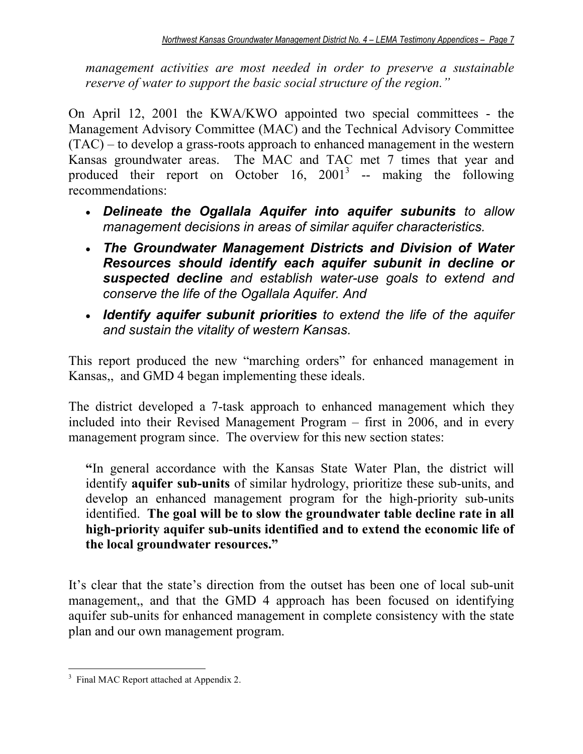*management activities are most needed in order to preserve a sustainable reserve of water to support the basic social structure of the region."*

On April 12, 2001 the KWA/KWO appointed two special committees - the Management Advisory Committee (MAC) and the Technical Advisory Committee (TAC) – to develop a grass-roots approach to enhanced management in the western Kansas groundwater areas. The MAC and TAC met 7 times that year and produced their report on October 16, 2001[3] -- making the following recommendations:

- ***Delineate the Ogallala Aquifer into aquifer subunits*** *to allow management decisions in areas of similar aquifer characteristics.*
- ***The Groundwater Management Districts and Division of Water Resources should identify each aquifer subunit in decline or suspected decline*** *and establish water-use goals to extend and conserve the life of the Ogallala Aquifer. And*
- ***Identify aquifer subunit priorities*** *to extend the life of the aquifer and sustain the vitality of western Kansas.*

This report produced the new "marching orders" for enhanced management in Kansas,, and GMD 4 began implementing these ideals.

The district developed a 7-task approach to enhanced management which they included into their Revised Management Program – first in 2006, and in every management program since. The overview for this new section states:

> **"**In general accordance with the Kansas State Water Plan, the district will identify **aquifer sub-units** of similar hydrology, prioritize these sub-units, and develop an enhanced management program for the high-priority sub-units identified. **The goal will be to slow the groundwater table decline rate in all high-priority aquifer sub-units identified and to extend the economic life of the local groundwater resources."**

It's clear that the state's direction from the outset has been one of local sub-unit management,, and that the GMD 4 approach has been focused on identifying aquifer sub-units for enhanced management in complete consistency with the state plan and our own management program.

---

[3] Final MAC Report attached at Appendix 2.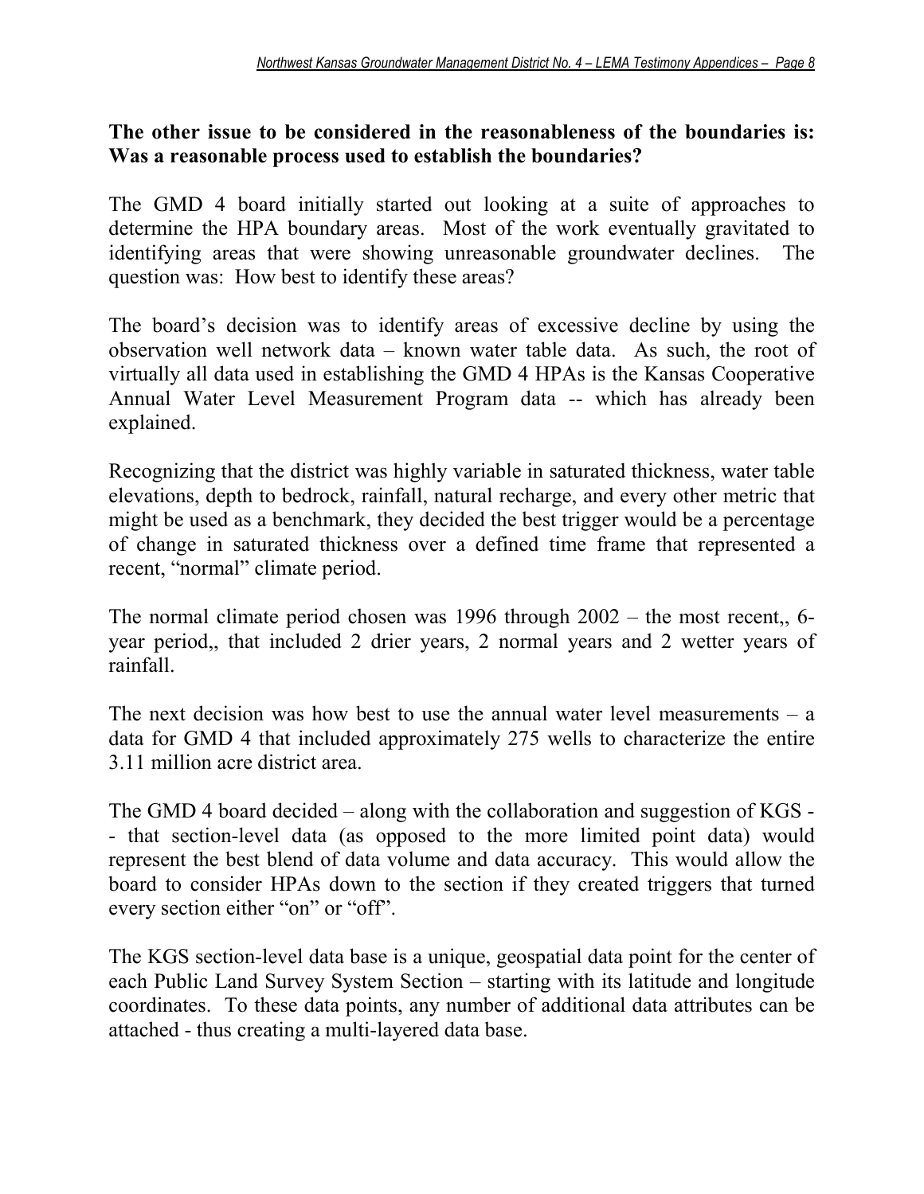**The other issue to be considered in the reasonableness of the boundaries is: Was a reasonable process used to establish the boundaries?**

The GMD 4 board initially started out looking at a suite of approaches to determine the HPA boundary areas. Most of the work eventually gravitated to identifying areas that were showing unreasonable groundwater declines. The question was: How best to identify these areas?

The board's decision was to identify areas of excessive decline by using the observation well network data – known water table data. As such, the root of virtually all data used in establishing the GMD 4 HPAs is the Kansas Cooperative Annual Water Level Measurement Program data -- which has already been explained.

Recognizing that the district was highly variable in saturated thickness, water table elevations, depth to bedrock, rainfall, natural recharge, and every other metric that might be used as a benchmark, they decided the best trigger would be a percentage of change in saturated thickness over a defined time frame that represented a recent, "normal" climate period.

The normal climate period chosen was 1996 through 2002 – the most recent,, 6-year period,, that included 2 drier years, 2 normal years and 2 wetter years of rainfall.

The next decision was how best to use the annual water level measurements – a data for GMD 4 that included approximately 275 wells to characterize the entire 3.11 million acre district area.

The GMD 4 board decided – along with the collaboration and suggestion of KGS -- that section-level data (as opposed to the more limited point data) would represent the best blend of data volume and data accuracy. This would allow the board to consider HPAs down to the section if they created triggers that turned every section either "on" or "off".

The KGS section-level data base is a unique, geospatial data point for the center of each Public Land Survey System Section – starting with its latitude and longitude coordinates. To these data points, any number of additional data attributes can be attached - thus creating a multi-layered data base.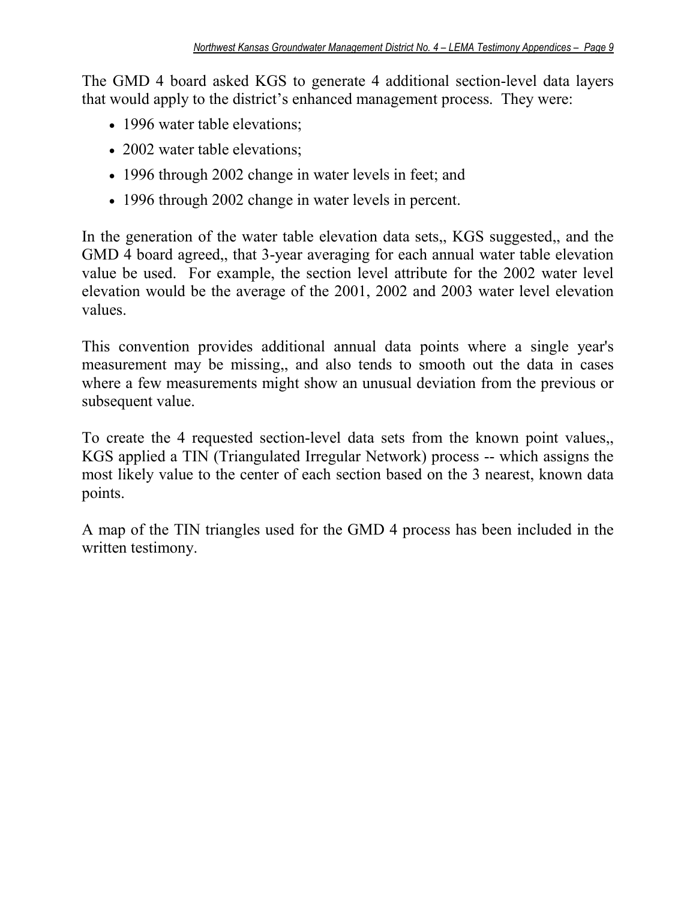The GMD 4 board asked KGS to generate 4 additional section-level data layers that would apply to the district's enhanced management process. They were:

- 1996 water table elevations;
- 2002 water table elevations;
- 1996 through 2002 change in water levels in feet; and
- 1996 through 2002 change in water levels in percent.

In the generation of the water table elevation data sets,, KGS suggested,, and the GMD 4 board agreed,, that 3-year averaging for each annual water table elevation value be used. For example, the section level attribute for the 2002 water level elevation would be the average of the 2001, 2002 and 2003 water level elevation values.

This convention provides additional annual data points where a single year's measurement may be missing,, and also tends to smooth out the data in cases where a few measurements might show an unusual deviation from the previous or subsequent value.

To create the 4 requested section-level data sets from the known point values,, KGS applied a TIN (Triangulated Irregular Network) process -- which assigns the most likely value to the center of each section based on the 3 nearest, known data points.

A map of the TIN triangles used for the GMD 4 process has been included in the written testimony.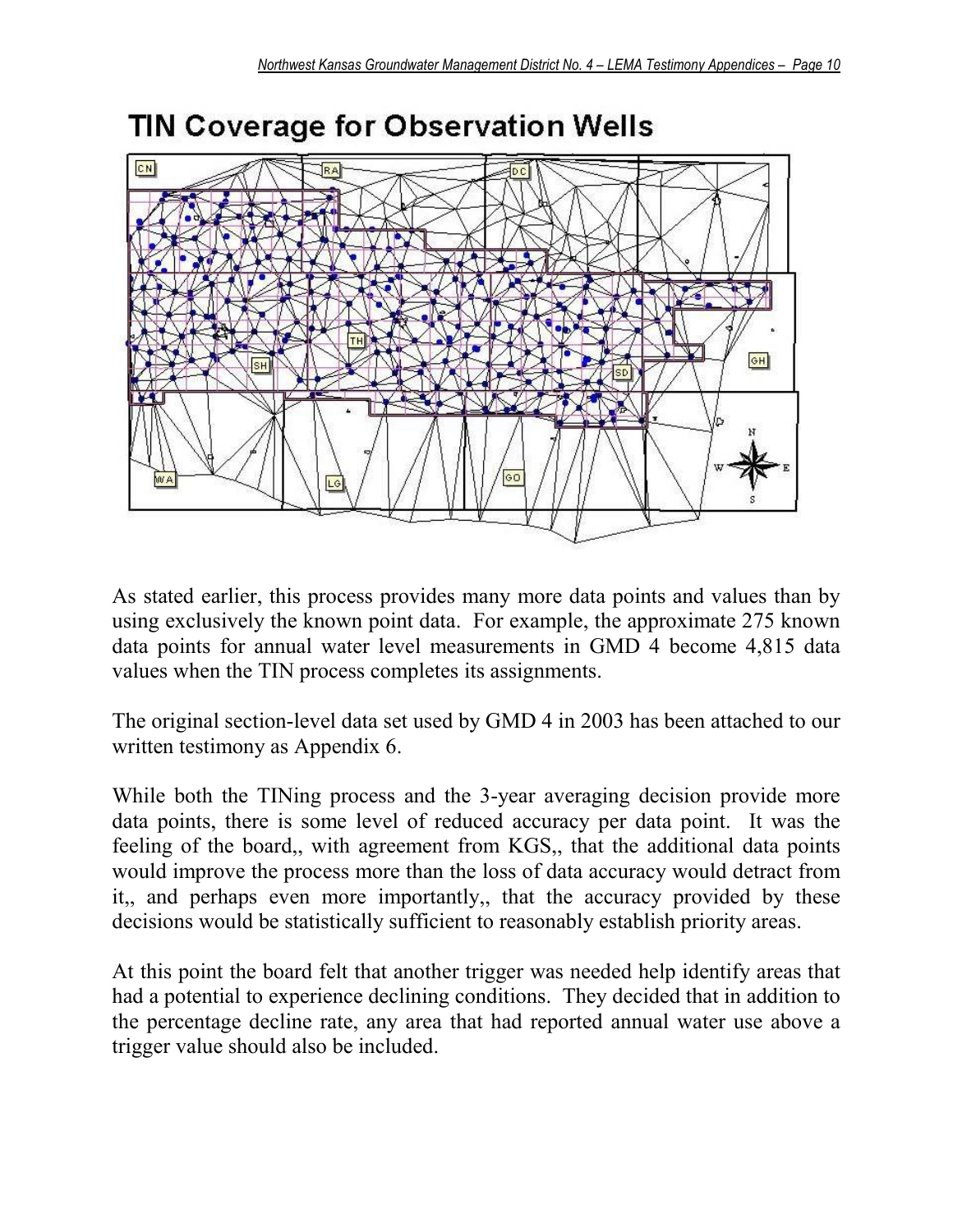# TIN Coverage for Observation Wells

As stated earlier, this process provides many more data points and values than by using exclusively the known point data. For example, the approximate 275 known data points for annual water level measurements in GMD 4 become 4,815 data values when the TIN process completes its assignments.

The original section-level data set used by GMD 4 in 2003 has been attached to our written testimony as Appendix 6.

While both the TINing process and the 3-year averaging decision provide more data points, there is some level of reduced accuracy per data point. It was the feeling of the board,, with agreement from KGS,, that the additional data points would improve the process more than the loss of data accuracy would detract from it,, and perhaps even more importantly,, that the accuracy provided by these decisions would be statistically sufficient to reasonably establish priority areas.

At this point the board felt that another trigger was needed help identify areas that had a potential to experience declining conditions. They decided that in addition to the percentage decline rate, any area that had reported annual water use above a trigger value should also be included.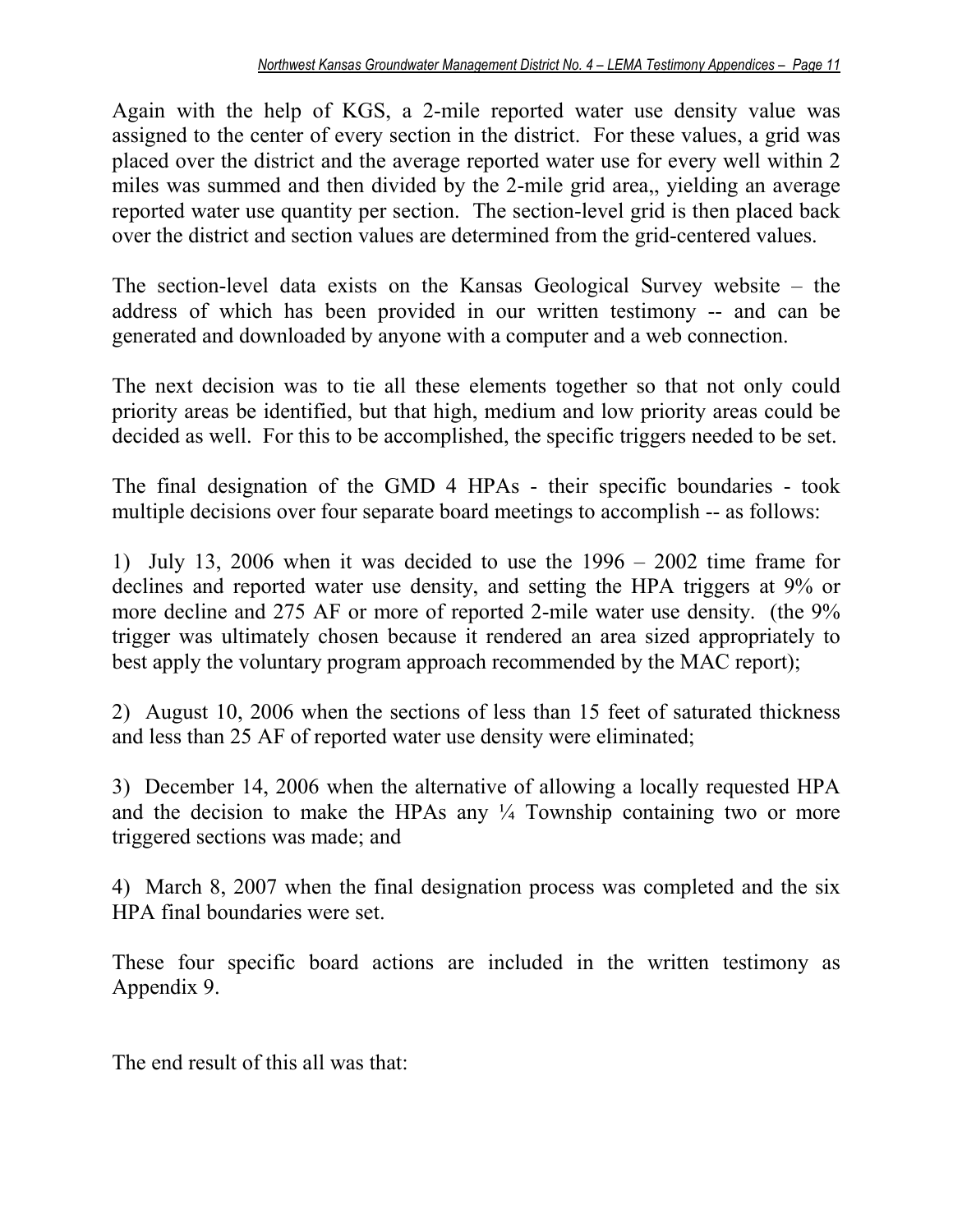Again with the help of KGS, a 2-mile reported water use density value was assigned to the center of every section in the district. For these values, a grid was placed over the district and the average reported water use for every well within 2 miles was summed and then divided by the 2-mile grid area,, yielding an average reported water use quantity per section. The section-level grid is then placed back over the district and section values are determined from the grid-centered values.

The section-level data exists on the Kansas Geological Survey website – the address of which has been provided in our written testimony -- and can be generated and downloaded by anyone with a computer and a web connection.

The next decision was to tie all these elements together so that not only could priority areas be identified, but that high, medium and low priority areas could be decided as well. For this to be accomplished, the specific triggers needed to be set.

The final designation of the GMD 4 HPAs - their specific boundaries - took multiple decisions over four separate board meetings to accomplish -- as follows:

1) July 13, 2006 when it was decided to use the 1996 – 2002 time frame for declines and reported water use density, and setting the HPA triggers at 9% or more decline and 275 AF or more of reported 2-mile water use density. (the 9% trigger was ultimately chosen because it rendered an area sized appropriately to best apply the voluntary program approach recommended by the MAC report);

2) August 10, 2006 when the sections of less than 15 feet of saturated thickness and less than 25 AF of reported water use density were eliminated;

3) December 14, 2006 when the alternative of allowing a locally requested HPA and the decision to make the HPAs any ¼ Township containing two or more triggered sections was made; and

4) March 8, 2007 when the final designation process was completed and the six HPA final boundaries were set.

These four specific board actions are included in the written testimony as Appendix 9.

The end result of this all was that: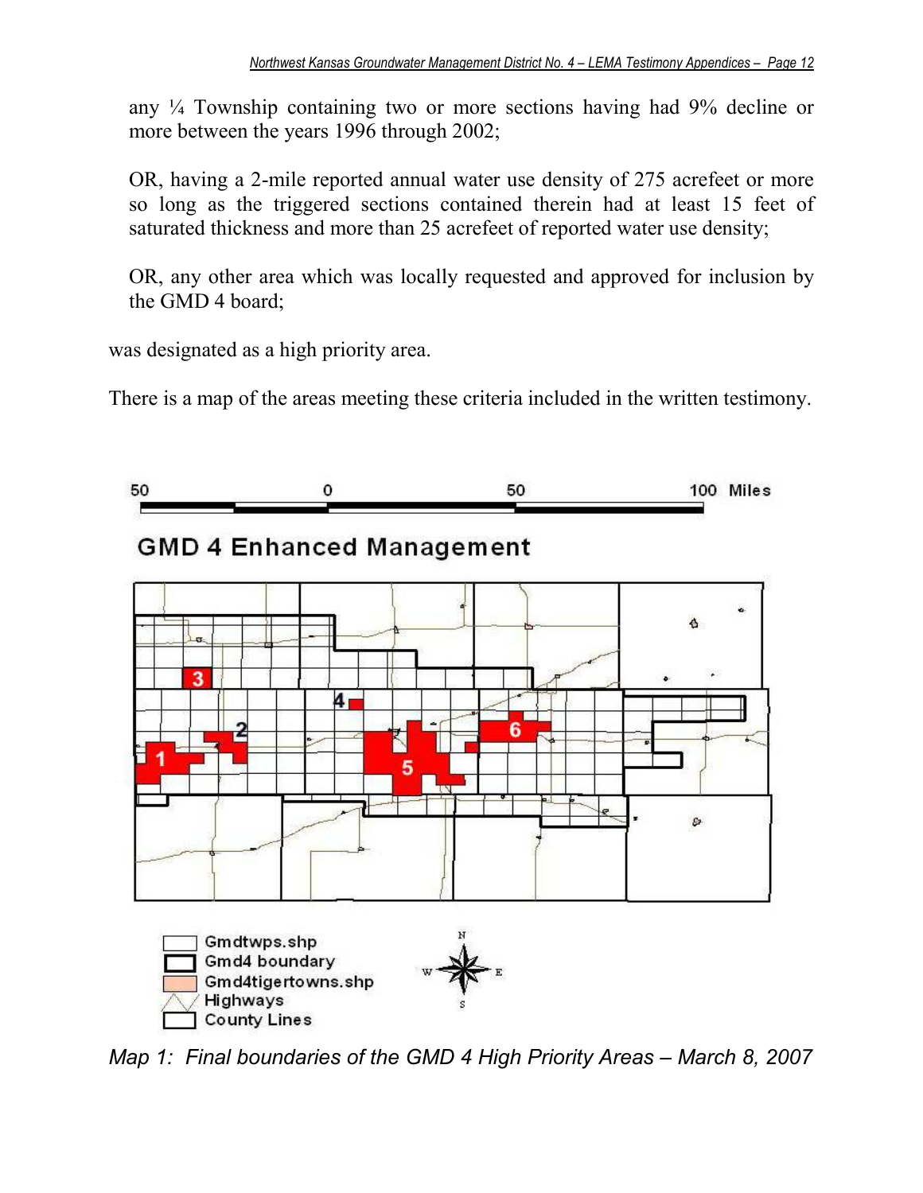any ¼ Township containing two or more sections having had 9% decline or more between the years 1996 through 2002;

OR, having a 2-mile reported annual water use density of 275 acrefeet or more so long as the triggered sections contained therein had at least 15 feet of saturated thickness and more than 25 acrefeet of reported water use density;

OR, any other area which was locally requested and approved for inclusion by the GMD 4 board;

was designated as a high priority area.

There is a map of the areas meeting these criteria included in the written testimony.

50 0 50 100 Miles

**GMD 4 Enhanced Management**

Gmdtwps.shp
Gmd4 boundary
Gmd4tigertowns.shp
Highways
County Lines

*Map 1: Final boundaries of the GMD 4 High Priority Areas – March 8, 2007*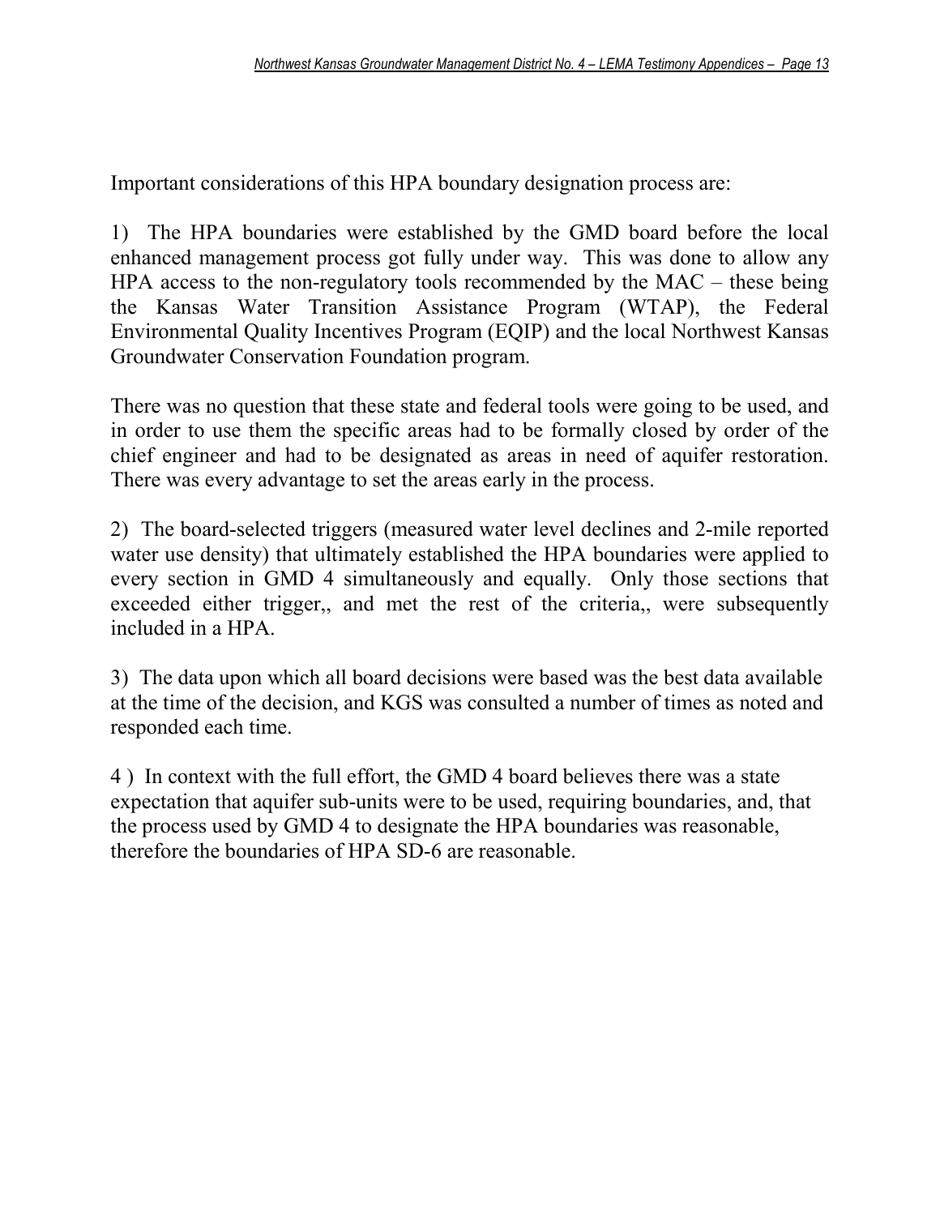Important considerations of this HPA boundary designation process are:

1) The HPA boundaries were established by the GMD board before the local enhanced management process got fully under way. This was done to allow any HPA access to the non-regulatory tools recommended by the MAC – these being the Kansas Water Transition Assistance Program (WTAP), the Federal Environmental Quality Incentives Program (EQIP) and the local Northwest Kansas Groundwater Conservation Foundation program.

There was no question that these state and federal tools were going to be used, and in order to use them the specific areas had to be formally closed by order of the chief engineer and had to be designated as areas in need of aquifer restoration. There was every advantage to set the areas early in the process.

2) The board-selected triggers (measured water level declines and 2-mile reported water use density) that ultimately established the HPA boundaries were applied to every section in GMD 4 simultaneously and equally. Only those sections that exceeded either trigger,, and met the rest of the criteria,, were subsequently included in a HPA.

3) The data upon which all board decisions were based was the best data available at the time of the decision, and KGS was consulted a number of times as noted and responded each time.

4 ) In context with the full effort, the GMD 4 board believes there was a state expectation that aquifer sub-units were to be used, requiring boundaries, and, that the process used by GMD 4 to designate the HPA boundaries was reasonable, therefore the boundaries of HPA SD-6 are reasonable.